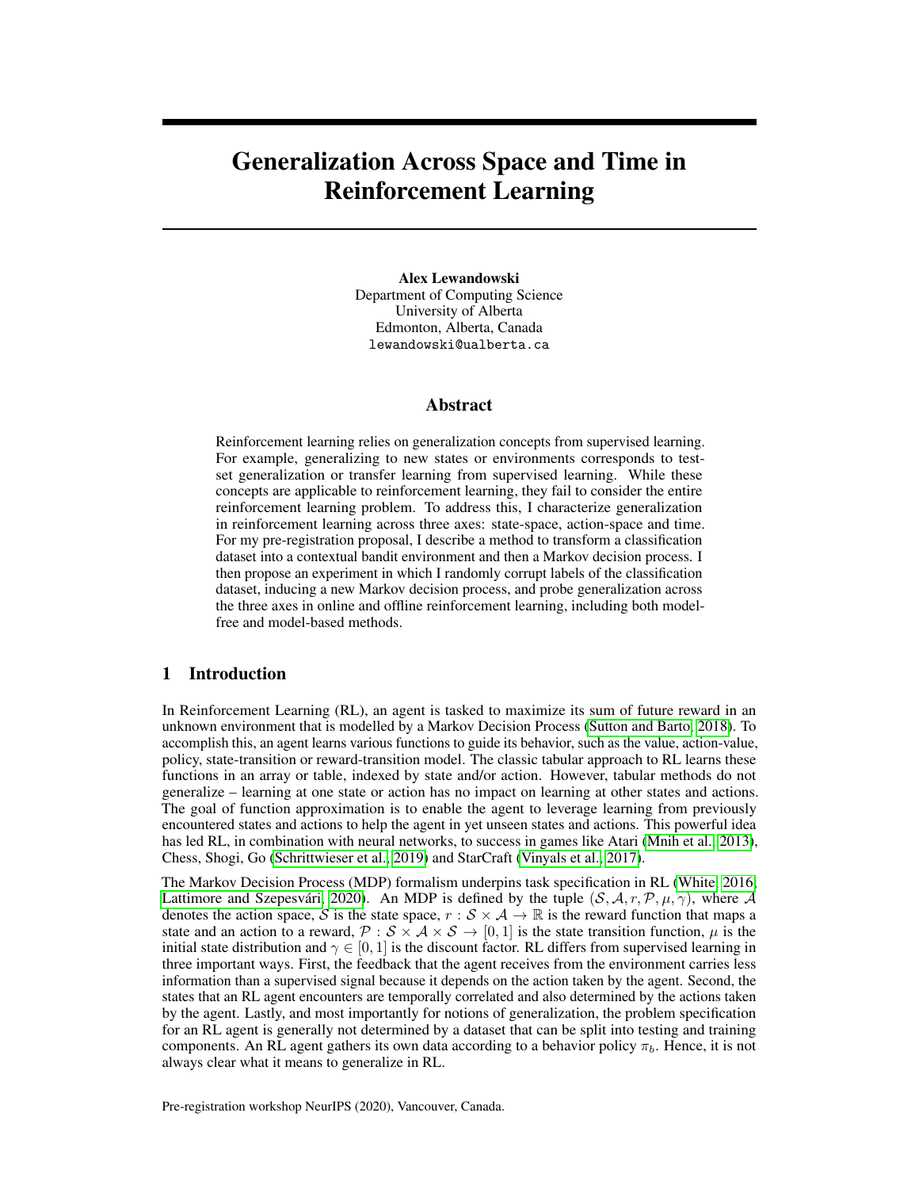# Generalization Across Space and Time in Reinforcement Learning

**Alex Lewandowski**
Department of Computing Science
University of Alberta
Edmonton, Alberta, Canada
`lewandowski@ualberta.ca`

## Abstract

Reinforcement learning relies on generalization concepts from supervised learning. For example, generalizing to new states or environments corresponds to test-set generalization or transfer learning from supervised learning. While these concepts are applicable to reinforcement learning, they fail to consider the entire reinforcement learning problem. To address this, I characterize generalization in reinforcement learning across three axes: state-space, action-space and time. For my pre-registration proposal, I describe a method to transform a classification dataset into a contextual bandit environment and then a Markov decision process. I then propose an experiment in which I randomly corrupt labels of the classification dataset, inducing a new Markov decision process, and probe generalization across the three axes in online and offline reinforcement learning, including both model-free and model-based methods.

## 1 Introduction

In Reinforcement Learning (RL), an agent is tasked to maximize its sum of future reward in an unknown environment that is modelled by a Markov Decision Process (Sutton and Barto, 2018). To accomplish this, an agent learns various functions to guide its behavior, such as the value, action-value, policy, state-transition or reward-transition model. The classic tabular approach to RL learns these functions in an array or table, indexed by state and/or action. However, tabular methods do not generalize – learning at one state or action has no impact on learning at other states and actions. The goal of function approximation is to enable the agent to leverage learning from previously encountered states and actions to help the agent in yet unseen states and actions. This powerful idea has led RL, in combination with neural networks, to success in games like Atari (Mnih et al., 2013), Chess, Shogi, Go (Schrittwieser et al., 2019) and StarCraft (Vinyals et al., 2017).

The Markov Decision Process (MDP) formalism underpins task specification in RL (White, 2016; Lattimore and Szepesvári, 2020). An MDP is defined by the tuple $(\mathcal{S}, \mathcal{A}, r, \mathcal{P}, \mu, \gamma)$, where $\mathcal{A}$ denotes the action space, $\mathcal{S}$ is the state space, $r : \mathcal{S} \times \mathcal{A} \to \mathbb{R}$ is the reward function that maps a state and an action to a reward, $\mathcal{P} : \mathcal{S} \times \mathcal{A} \times \mathcal{S} \to [0, 1]$ is the state transition function, $\mu$ is the initial state distribution and $\gamma \in [0, 1]$ is the discount factor. RL differs from supervised learning in three important ways. First, the feedback that the agent receives from the environment carries less information than a supervised signal because it depends on the action taken by the agent. Second, the states that an RL agent encounters are temporally correlated and also determined by the actions taken by the agent. Lastly, and most importantly for notions of generalization, the problem specification for an RL agent is generally not determined by a dataset that can be split into testing and training components. An RL agent gathers its own data according to a behavior policy $\pi_b$. Hence, it is not always clear what it means to generalize in RL.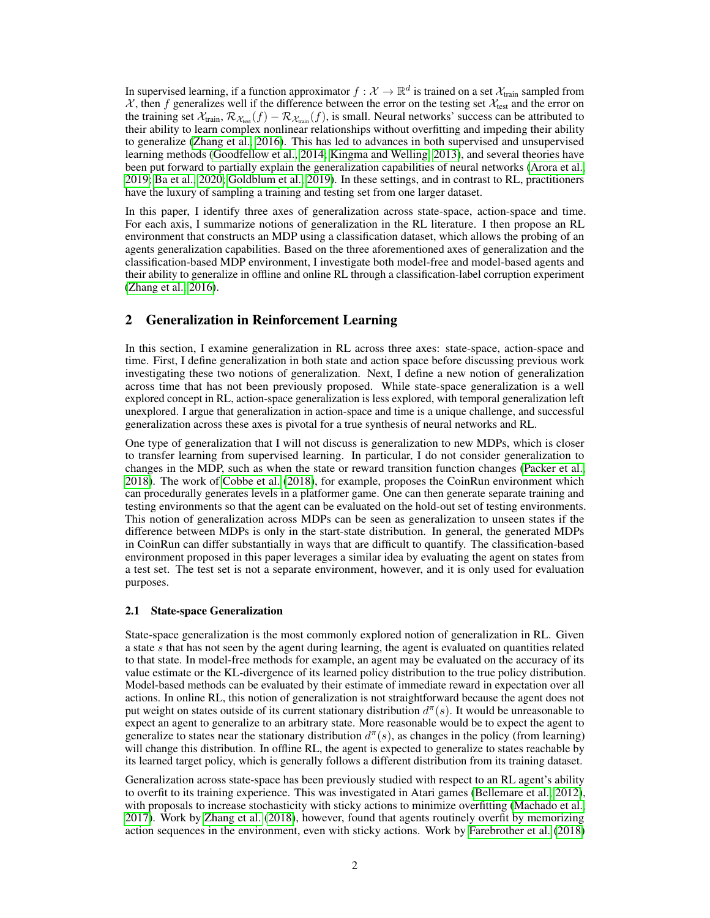In supervised learning, if a function approximator $f : \mathcal{X} \rightarrow \mathbb{R}^d$ is trained on a set $\mathcal{X}_{\text{train}}$ sampled from $\mathcal{X}$, then $f$ generalizes well if the difference between the error on the testing set $\mathcal{X}_{\text{test}}$ and the error on the training set $\mathcal{X}_{\text{train}}$, $\mathcal{R}_{\mathcal{X}_{\text{test}}}(f) - \mathcal{R}_{\mathcal{X}_{\text{train}}}(f)$, is small. Neural networks' success can be attributed to their ability to learn complex nonlinear relationships without overfitting and impeding their ability to generalize (Zhang et al., 2016). This has led to advances in both supervised and unsupervised learning methods (Goodfellow et al., 2014; Kingma and Welling, 2013), and several theories have been put forward to partially explain the generalization capabilities of neural networks (Arora et al., 2019; Ba et al., 2020; Goldblum et al., 2019). In these settings, and in contrast to RL, practitioners have the luxury of sampling a training and testing set from one larger dataset.

In this paper, I identify three axes of generalization across state-space, action-space and time. For each axis, I summarize notions of generalization in the RL literature. I then propose an RL environment that constructs an MDP using a classification dataset, which allows the probing of an agents generalization capabilities. Based on the three aforementioned axes of generalization and the classification-based MDP environment, I investigate both model-free and model-based agents and their ability to generalize in offline and online RL through a classification-label corruption experiment (Zhang et al., 2016).

## 2 Generalization in Reinforcement Learning

In this section, I examine generalization in RL across three axes: state-space, action-space and time. First, I define generalization in both state and action space before discussing previous work investigating these two notions of generalization. Next, I define a new notion of generalization across time that has not been previously proposed. While state-space generalization is a well explored concept in RL, action-space generalization is less explored, with temporal generalization left unexplored. I argue that generalization in action-space and time is a unique challenge, and successful generalization across these axes is pivotal for a true synthesis of neural networks and RL.

One type of generalization that I will not discuss is generalization to new MDPs, which is closer to transfer learning from supervised learning. In particular, I do not consider generalization to changes in the MDP, such as when the state or reward transition function changes (Packer et al., 2018). The work of Cobbe et al. (2018), for example, proposes the CoinRun environment which can procedurally generates levels in a platformer game. One can then generate separate training and testing environments so that the agent can be evaluated on the hold-out set of testing environments. This notion of generalization across MDPs can be seen as generalization to unseen states if the difference between MDPs is only in the start-state distribution. In general, the generated MDPs in CoinRun can differ substantially in ways that are difficult to quantify. The classification-based environment proposed in this paper leverages a similar idea by evaluating the agent on states from a test set. The test set is not a separate environment, however, and it is only used for evaluation purposes.

### 2.1 State-space Generalization

State-space generalization is the most commonly explored notion of generalization in RL. Given a state $s$ that has not seen by the agent during learning, the agent is evaluated on quantities related to that state. In model-free methods for example, an agent may be evaluated on the accuracy of its value estimate or the KL-divergence of its learned policy distribution to the true policy distribution. Model-based methods can be evaluated by their estimate of immediate reward in expectation over all actions. In online RL, this notion of generalization is not straightforward because the agent does not put weight on states outside of its current stationary distribution $d^{\pi}(s)$. It would be unreasonable to expect an agent to generalize to an arbitrary state. More reasonable would be to expect the agent to generalize to states near the stationary distribution $d^{\pi}(s)$, as changes in the policy (from learning) will change this distribution. In offline RL, the agent is expected to generalize to states reachable by its learned target policy, which is generally follows a different distribution from its training dataset.

Generalization across state-space has been previously studied with respect to an RL agent's ability to overfit to its training experience. This was investigated in Atari games (Bellemare et al., 2012), with proposals to increase stochasticity with sticky actions to minimize overfitting (Machado et al., 2017). Work by Zhang et al. (2018), however, found that agents routinely overfit by memorizing action sequences in the environment, even with sticky actions. Work by Farebrother et al. (2018)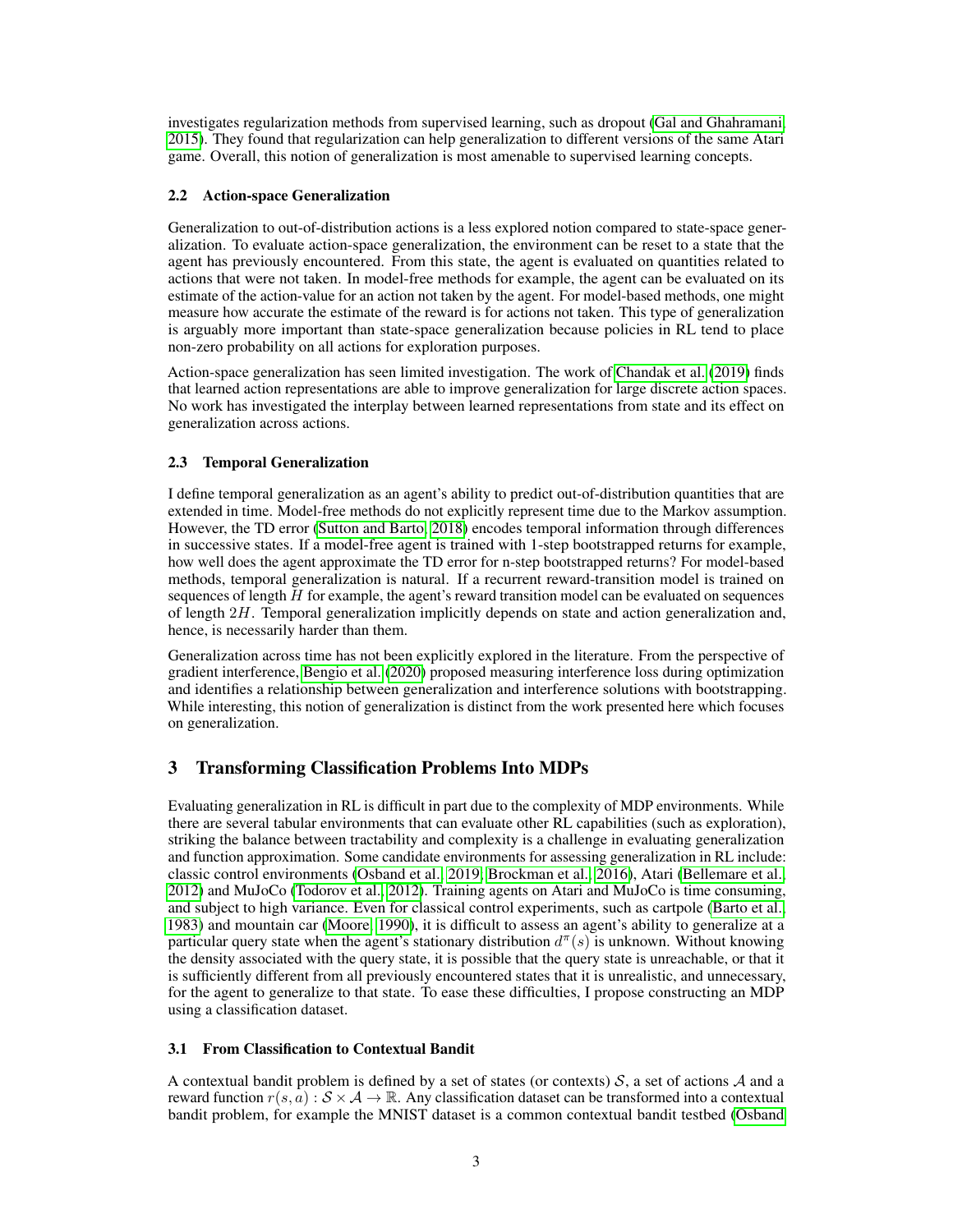investigates regularization methods from supervised learning, such as dropout (Gal and Ghahramani, 2015). They found that regularization can help generalization to different versions of the same Atari game. Overall, this notion of generalization is most amenable to supervised learning concepts.

### 2.2 Action-space Generalization

Generalization to out-of-distribution actions is a less explored notion compared to state-space generalization. To evaluate action-space generalization, the environment can be reset to a state that the agent has previously encountered. From this state, the agent is evaluated on quantities related to actions that were not taken. In model-free methods for example, the agent can be evaluated on its estimate of the action-value for an action not taken by the agent. For model-based methods, one might measure how accurate the estimate of the reward is for actions not taken. This type of generalization is arguably more important than state-space generalization because policies in RL tend to place non-zero probability on all actions for exploration purposes.

Action-space generalization has seen limited investigation. The work of Chandak et al. (2019) finds that learned action representations are able to improve generalization for large discrete action spaces. No work has investigated the interplay between learned representations from state and its effect on generalization across actions.

### 2.3 Temporal Generalization

I define temporal generalization as an agent's ability to predict out-of-distribution quantities that are extended in time. Model-free methods do not explicitly represent time due to the Markov assumption. However, the TD error (Sutton and Barto, 2018) encodes temporal information through differences in successive states. If a model-free agent is trained with 1-step bootstrapped returns for example, how well does the agent approximate the TD error for n-step bootstrapped returns? For model-based methods, temporal generalization is natural. If a recurrent reward-transition model is trained on sequences of length $H$ for example, the agent's reward transition model can be evaluated on sequences of length $2H$. Temporal generalization implicitly depends on state and action generalization and, hence, is necessarily harder than them.

Generalization across time has not been explicitly explored in the literature. From the perspective of gradient interference, Bengio et al. (2020) proposed measuring interference loss during optimization and identifies a relationship between generalization and interference solutions with bootstrapping. While interesting, this notion of generalization is distinct from the work presented here which focuses on generalization.

## 3 Transforming Classification Problems Into MDPs

Evaluating generalization in RL is difficult in part due to the complexity of MDP environments. While there are several tabular environments that can evaluate other RL capabilities (such as exploration), striking the balance between tractability and complexity is a challenge in evaluating generalization and function approximation. Some candidate environments for assessing generalization in RL include: classic control environments (Osband et al., 2019; Brockman et al., 2016), Atari (Bellemare et al., 2012) and MuJoCo (Todorov et al., 2012). Training agents on Atari and MuJoCo is time consuming, and subject to high variance. Even for classical control experiments, such as cartpole (Barto et al., 1983) and mountain car (Moore, 1990), it is difficult to assess an agent's ability to generalize at a particular query state when the agent's stationary distribution $d^\pi(s)$ is unknown. Without knowing the density associated with the query state, it is possible that the query state is unreachable, or that it is sufficiently different from all previously encountered states that it is unrealistic, and unnecessary, for the agent to generalize to that state. To ease these difficulties, I propose constructing an MDP using a classification dataset.

### 3.1 From Classification to Contextual Bandit

A contextual bandit problem is defined by a set of states (or contexts) $\mathcal{S}$, a set of actions $\mathcal{A}$ and a reward function $r(s, a) : \mathcal{S} \times \mathcal{A} \to \mathbb{R}$. Any classification dataset can be transformed into a contextual bandit problem, for example the MNIST dataset is a common contextual bandit testbed (Osband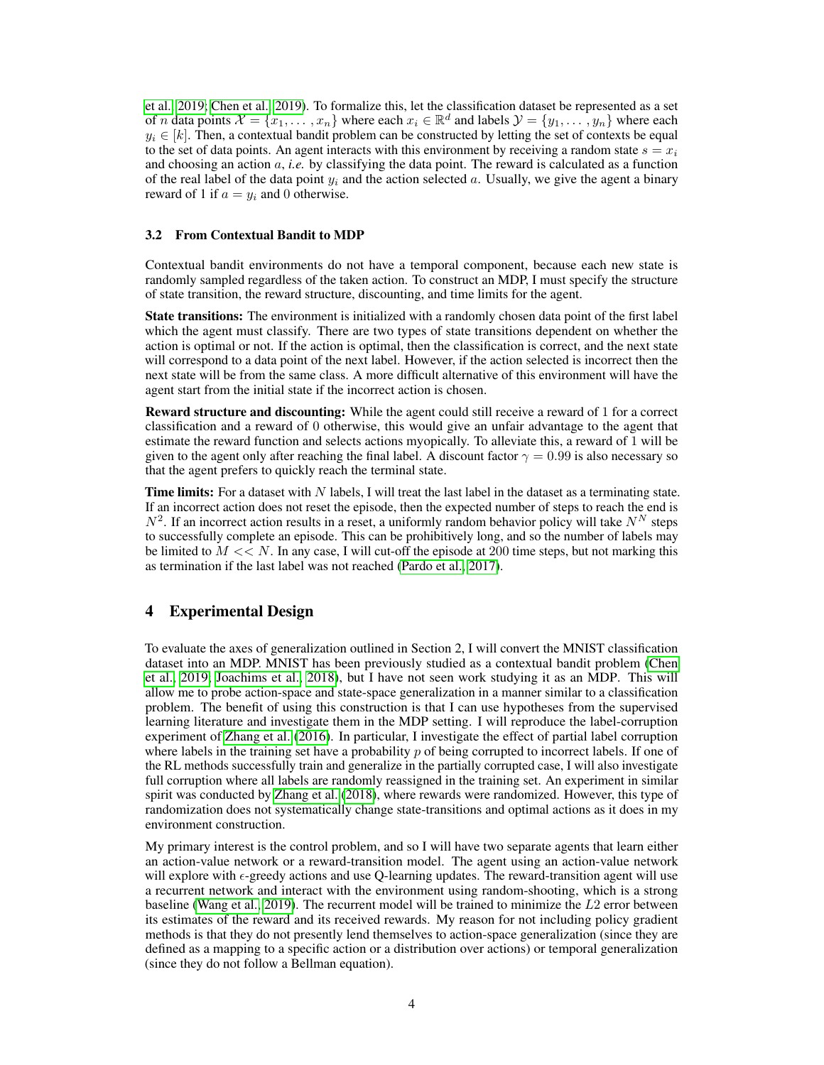et al., 2019; Chen et al., 2019). To formalize this, let the classification dataset be represented as a set of $n$ data points $\mathcal{X} = \{x_1, \ldots, x_n\}$ where each $x_i \in \mathbb{R}^d$ and labels $\mathcal{Y} = \{y_1, \ldots, y_n\}$ where each $y_i \in [k]$. Then, a contextual bandit problem can be constructed by letting the set of contexts be equal to the set of data points. An agent interacts with this environment by receiving a random state $s = x_i$ and choosing an action $a$, *i.e.* by classifying the data point. The reward is calculated as a function of the real label of the data point $y_i$ and the action selected $a$. Usually, we give the agent a binary reward of 1 if $a = y_i$ and 0 otherwise.

### 3.2 From Contextual Bandit to MDP

Contextual bandit environments do not have a temporal component, because each new state is randomly sampled regardless of the taken action. To construct an MDP, I must specify the structure of state transition, the reward structure, discounting, and time limits for the agent.

**State transitions:** The environment is initialized with a randomly chosen data point of the first label which the agent must classify. There are two types of state transitions dependent on whether the action is optimal or not. If the action is optimal, then the classification is correct, and the next state will correspond to a data point of the next label. However, if the action selected is incorrect then the next state will be from the same class. A more difficult alternative of this environment will have the agent start from the initial state if the incorrect action is chosen.

**Reward structure and discounting:** While the agent could still receive a reward of 1 for a correct classification and a reward of 0 otherwise, this would give an unfair advantage to the agent that estimate the reward function and selects actions myopically. To alleviate this, a reward of 1 will be given to the agent only after reaching the final label. A discount factor $\gamma = 0.99$ is also necessary so that the agent prefers to quickly reach the terminal state.

**Time limits:** For a dataset with $N$ labels, I will treat the last label in the dataset as a terminating state. If an incorrect action does not reset the episode, then the expected number of steps to reach the end is $N^2$. If an incorrect action results in a reset, a uniformly random behavior policy will take $N^N$ steps to successfully complete an episode. This can be prohibitively long, and so the number of labels may be limited to $M << N$. In any case, I will cut-off the episode at 200 time steps, but not marking this as termination if the last label was not reached (Pardo et al., 2017).

## 4 Experimental Design

To evaluate the axes of generalization outlined in Section 2, I will convert the MNIST classification dataset into an MDP. MNIST has been previously studied as a contextual bandit problem (Chen et al., 2019; Joachims et al., 2018), but I have not seen work studying it as an MDP. This will allow me to probe action-space and state-space generalization in a manner similar to a classification problem. The benefit of using this construction is that I can use hypotheses from the supervised learning literature and investigate them in the MDP setting. I will reproduce the label-corruption experiment of Zhang et al. (2016). In particular, I investigate the effect of partial label corruption where labels in the training set have a probability $p$ of being corrupted to incorrect labels. If one of the RL methods successfully train and generalize in the partially corrupted case, I will also investigate full corruption where all labels are randomly reassigned in the training set. An experiment in similar spirit was conducted by Zhang et al. (2018), where rewards were randomized. However, this type of randomization does not systematically change state-transitions and optimal actions as it does in my environment construction.

My primary interest is the control problem, and so I will have two separate agents that learn either an action-value network or a reward-transition model. The agent using an action-value network will explore with $\epsilon$-greedy actions and use Q-learning updates. The reward-transition agent will use a recurrent network and interact with the environment using random-shooting, which is a strong baseline (Wang et al., 2019). The recurrent model will be trained to minimize the $L2$ error between its estimates of the reward and its received rewards. My reason for not including policy gradient methods is that they do not presently lend themselves to action-space generalization (since they are defined as a mapping to a specific action or a distribution over actions) or temporal generalization (since they do not follow a Bellman equation).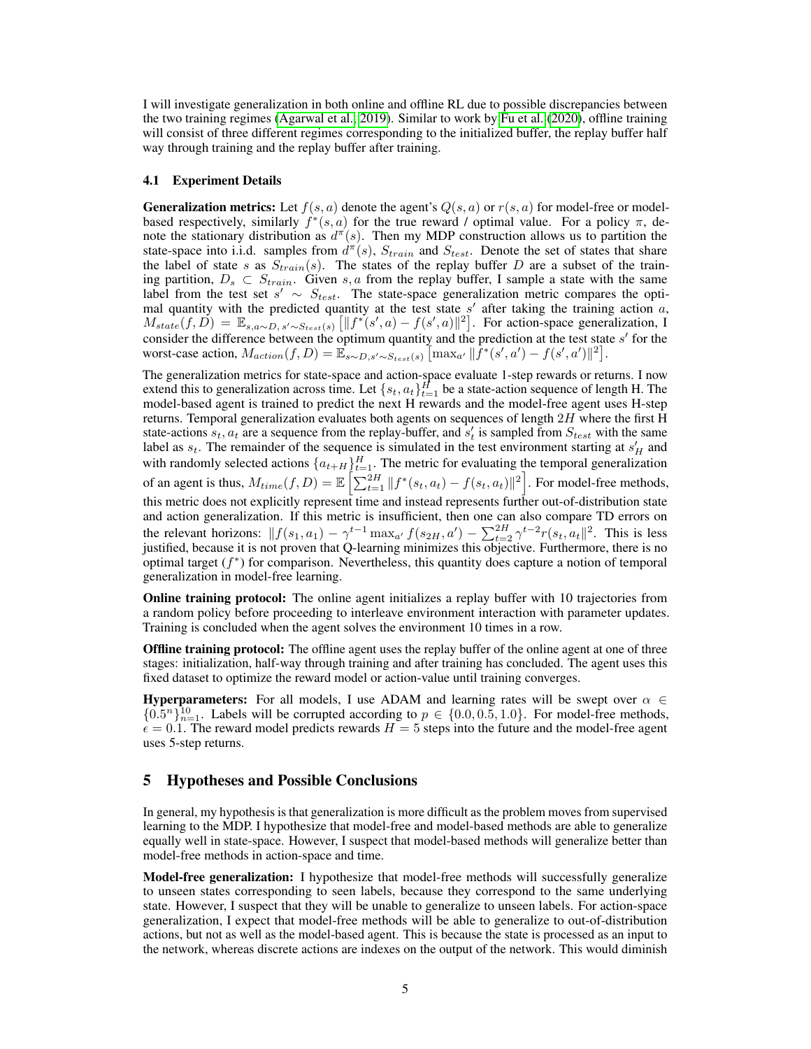I will investigate generalization in both online and offline RL due to possible discrepancies between the two training regimes (Agarwal et al., 2019). Similar to work by Fu et al. (2020), offline training will consist of three different regimes corresponding to the initialized buffer, the replay buffer half way through training and the replay buffer after training.

### 4.1 Experiment Details

**Generalization metrics:** Let $f(s, a)$ denote the agent's $Q(s, a)$ or $r(s, a)$ for model-free or model-based respectively, similarly $f^*(s, a)$ for the true reward / optimal value. For a policy $\pi$, denote the stationary distribution as $d^\pi(s)$. Then my MDP construction allows us to partition the state-space into i.i.d. samples from $d^\pi(s)$, $S_{train}$ and $S_{test}$. Denote the set of states that share the label of state $s$ as $S_{train}(s)$. The states of the replay buffer $D$ are a subset of the training partition, $D_s \subset S_{train}$. Given $s, a$ from the replay buffer, I sample a state with the same label from the test set $s' \sim S_{test}$. The state-space generalization metric compares the optimal quantity with the predicted quantity at the test state $s'$ after taking the training action $a$, $M_{state}(f, D) = \mathbb{E}_{s,a \sim D, s' \sim S_{test}(s)} \left[ \| f^*(s', a) - f(s', a) \|^2 \right]$. For action-space generalization, I consider the difference between the optimum quantity and the prediction at the test state $s'$ for the worst-case action, $M_{action}(f, D) = \mathbb{E}_{s \sim D, s' \sim S_{test}(s)} \left[ \max_{a'} \| f^*(s', a') - f(s', a') \|^2 \right]$.

The generalization metrics for state-space and action-space evaluate 1-step rewards or returns. I now extend this to generalization across time. Let $\{s_t, a_t\}_{t=1}^{H}$ be a state-action sequence of length H. The model-based agent is trained to predict the next H rewards and the model-free agent uses H-step returns. Temporal generalization evaluates both agents on sequences of length $2H$ where the first H state-actions $s_t, a_t$ are a sequence from the replay-buffer, and $s'_t$ is sampled from $S_{test}$ with the same label as $s_t$. The remainder of the sequence is simulated in the test environment starting at $s'_H$ and with randomly selected actions $\{a_{t+H}\}_{t=1}^{H}$. The metric for evaluating the temporal generalization of an agent is thus, $M_{time}(f, D) = \mathbb{E} \left[ \sum_{t=1}^{2H} \| f^*(s_t, a_t) - f(s_t, a_t) \|^2 \right]$. For model-free methods, this metric does not explicitly represent time and instead represents further out-of-distribution state and action generalization. If this metric is insufficient, then one can also compare TD errors on the relevant horizons: $\| f(s_1, a_1) - \gamma^{t-1} \max_{a'} f(s_{2H}, a') - \sum_{t=2}^{2H} \gamma^{t-2} r(s_t, a_t) \|^2$. This is less justified, because it is not proven that Q-learning minimizes this objective. Furthermore, there is no optimal target ($f^*$) for comparison. Nevertheless, this quantity does capture a notion of temporal generalization in model-free learning.

**Online training protocol:** The online agent initializes a replay buffer with 10 trajectories from a random policy before proceeding to interleave environment interaction with parameter updates. Training is concluded when the agent solves the environment 10 times in a row.

**Offline training protocol:** The offline agent uses the replay buffer of the online agent at one of three stages: initialization, half-way through training and after training has concluded. The agent uses this fixed dataset to optimize the reward model or action-value until training converges.

**Hyperparameters:** For all models, I use ADAM and learning rates will be swept over $\alpha \in \{0.5^n\}_{n=1}^{10}$. Labels will be corrupted according to $p \in \{0.0, 0.5, 1.0\}$. For model-free methods, $\epsilon = 0.1$. The reward model predicts rewards $H = 5$ steps into the future and the model-free agent uses 5-step returns.

## 5 Hypotheses and Possible Conclusions

In general, my hypothesis is that generalization is more difficult as the problem moves from supervised learning to the MDP. I hypothesize that model-free and model-based methods are able to generalize equally well in state-space. However, I suspect that model-based methods will generalize better than model-free methods in action-space and time.

**Model-free generalization:** I hypothesize that model-free methods will successfully generalize to unseen states corresponding to seen labels, because they correspond to the same underlying state. However, I suspect that they will be unable to generalize to unseen labels. For action-space generalization, I expect that model-free methods will be able to generalize to out-of-distribution actions, but not as well as the model-based agent. This is because the state is processed as an input to the network, whereas discrete actions are indexes on the output of the network. This would diminish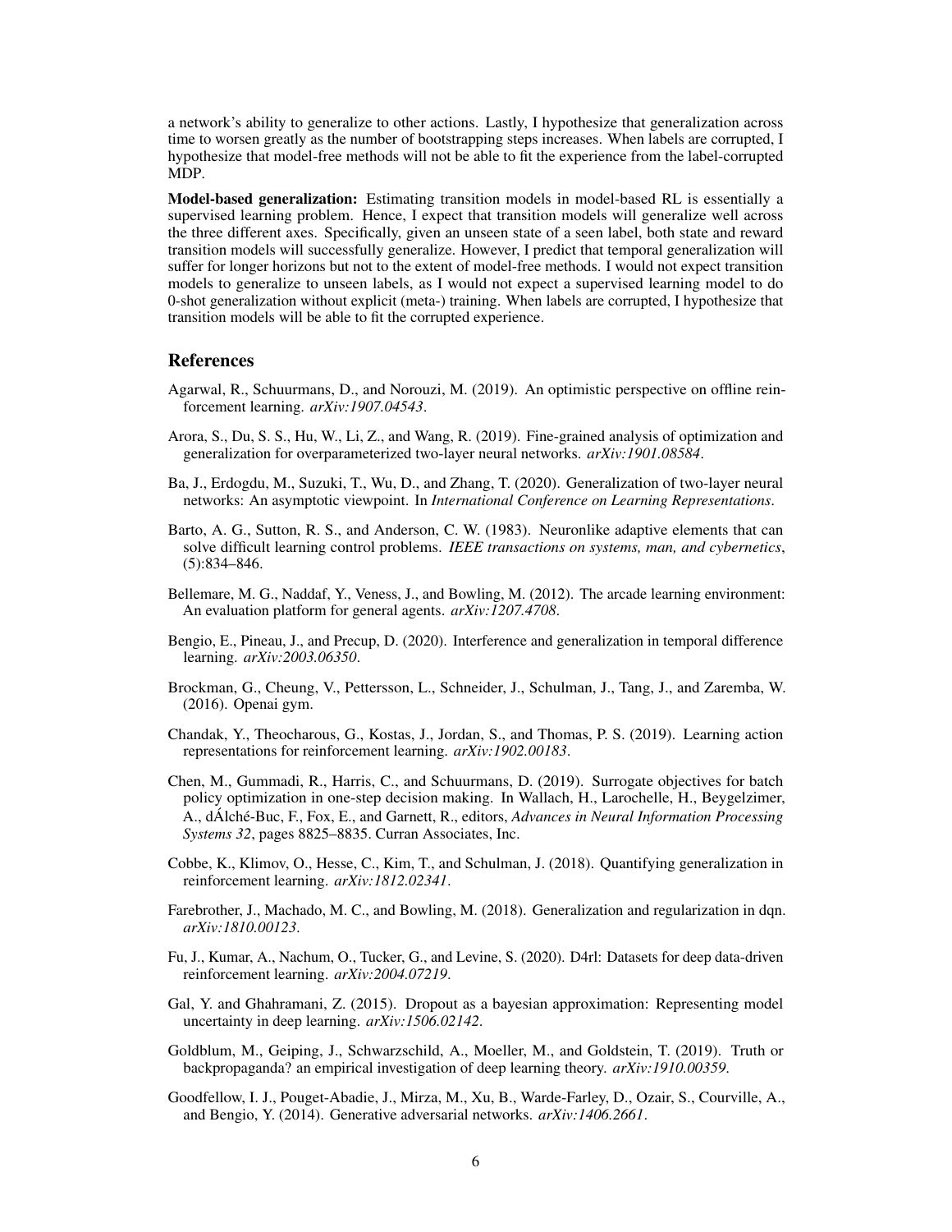a network's ability to generalize to other actions. Lastly, I hypothesize that generalization across time to worsen greatly as the number of bootstrapping steps increases. When labels are corrupted, I hypothesize that model-free methods will not be able to fit the experience from the label-corrupted MDP.

**Model-based generalization:** Estimating transition models in model-based RL is essentially a supervised learning problem. Hence, I expect that transition models will generalize well across the three different axes. Specifically, given an unseen state of a seen label, both state and reward transition models will successfully generalize. However, I predict that temporal generalization will suffer for longer horizons but not to the extent of model-free methods. I would not expect transition models to generalize to unseen labels, as I would not expect a supervised learning model to do 0-shot generalization without explicit (meta-) training. When labels are corrupted, I hypothesize that transition models will be able to fit the corrupted experience.

## References

Agarwal, R., Schuurmans, D., and Norouzi, M. (2019). An optimistic perspective on offline reinforcement learning. *arXiv:1907.04543*.

Arora, S., Du, S. S., Hu, W., Li, Z., and Wang, R. (2019). Fine-grained analysis of optimization and generalization for overparameterized two-layer neural networks. *arXiv:1901.08584*.

Ba, J., Erdogdu, M., Suzuki, T., Wu, D., and Zhang, T. (2020). Generalization of two-layer neural networks: An asymptotic viewpoint. In *International Conference on Learning Representations*.

Barto, A. G., Sutton, R. S., and Anderson, C. W. (1983). Neuronlike adaptive elements that can solve difficult learning control problems. *IEEE transactions on systems, man, and cybernetics*, (5):834–846.

Bellemare, M. G., Naddaf, Y., Veness, J., and Bowling, M. (2012). The arcade learning environment: An evaluation platform for general agents. *arXiv:1207.4708*.

Bengio, E., Pineau, J., and Precup, D. (2020). Interference and generalization in temporal difference learning. *arXiv:2003.06350*.

Brockman, G., Cheung, V., Pettersson, L., Schneider, J., Schulman, J., Tang, J., and Zaremba, W. (2016). Openai gym.

Chandak, Y., Theocharous, G., Kostas, J., Jordan, S., and Thomas, P. S. (2019). Learning action representations for reinforcement learning. *arXiv:1902.00183*.

Chen, M., Gummadi, R., Harris, C., and Schuurmans, D. (2019). Surrogate objectives for batch policy optimization in one-step decision making. In Wallach, H., Larochelle, H., Beygelzimer, A., dÁlché-Buc, F., Fox, E., and Garnett, R., editors, *Advances in Neural Information Processing Systems 32*, pages 8825–8835. Curran Associates, Inc.

Cobbe, K., Klimov, O., Hesse, C., Kim, T., and Schulman, J. (2018). Quantifying generalization in reinforcement learning. *arXiv:1812.02341*.

Farebrother, J., Machado, M. C., and Bowling, M. (2018). Generalization and regularization in dqn. *arXiv:1810.00123*.

Fu, J., Kumar, A., Nachum, O., Tucker, G., and Levine, S. (2020). D4rl: Datasets for deep data-driven reinforcement learning. *arXiv:2004.07219*.

Gal, Y. and Ghahramani, Z. (2015). Dropout as a bayesian approximation: Representing model uncertainty in deep learning. *arXiv:1506.02142*.

Goldblum, M., Geiping, J., Schwarzschild, A., Moeller, M., and Goldstein, T. (2019). Truth or backpropaganda? an empirical investigation of deep learning theory. *arXiv:1910.00359*.

Goodfellow, I. J., Pouget-Abadie, J., Mirza, M., Xu, B., Warde-Farley, D., Ozair, S., Courville, A., and Bengio, Y. (2014). Generative adversarial networks. *arXiv:1406.2661*.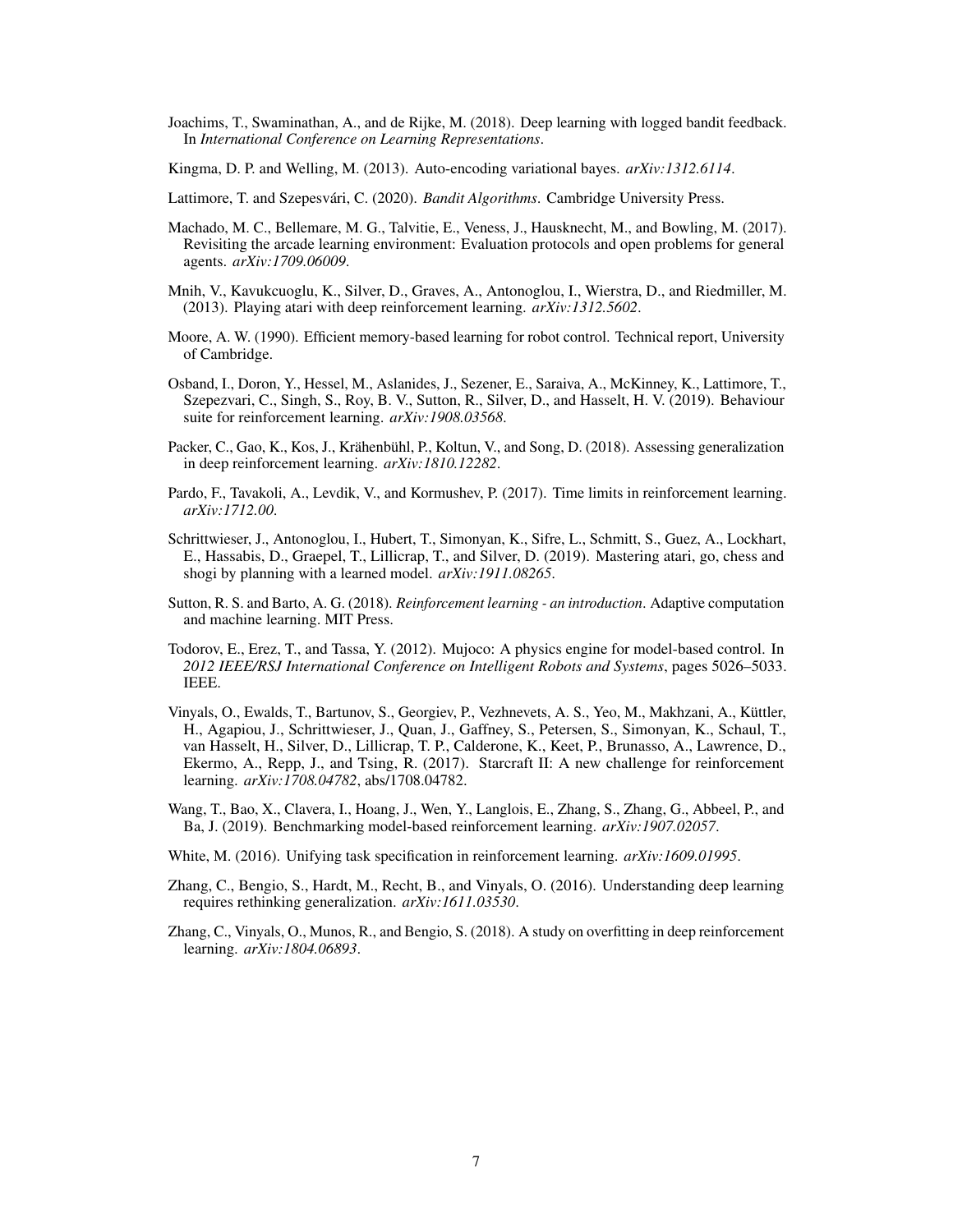Joachims, T., Swaminathan, A., and de Rijke, M. (2018). Deep learning with logged bandit feedback. In *International Conference on Learning Representations*.

Kingma, D. P. and Welling, M. (2013). Auto-encoding variational bayes. *arXiv:1312.6114*.

Lattimore, T. and Szepesvári, C. (2020). *Bandit Algorithms*. Cambridge University Press.

Machado, M. C., Bellemare, M. G., Talvitie, E., Veness, J., Hausknecht, M., and Bowling, M. (2017). Revisiting the arcade learning environment: Evaluation protocols and open problems for general agents. *arXiv:1709.06009*.

Mnih, V., Kavukcuoglu, K., Silver, D., Graves, A., Antonoglou, I., Wierstra, D., and Riedmiller, M. (2013). Playing atari with deep reinforcement learning. *arXiv:1312.5602*.

Moore, A. W. (1990). Efficient memory-based learning for robot control. Technical report, University of Cambridge.

Osband, I., Doron, Y., Hessel, M., Aslanides, J., Sezener, E., Saraiva, A., McKinney, K., Lattimore, T., Szepezvari, C., Singh, S., Roy, B. V., Sutton, R., Silver, D., and Hasselt, H. V. (2019). Behaviour suite for reinforcement learning. *arXiv:1908.03568*.

Packer, C., Gao, K., Kos, J., Krähenbühl, P., Koltun, V., and Song, D. (2018). Assessing generalization in deep reinforcement learning. *arXiv:1810.12282*.

Pardo, F., Tavakoli, A., Levdik, V., and Kormushev, P. (2017). Time limits in reinforcement learning. *arXiv:1712.00*.

Schrittwieser, J., Antonoglou, I., Hubert, T., Simonyan, K., Sifre, L., Schmitt, S., Guez, A., Lockhart, E., Hassabis, D., Graepel, T., Lillicrap, T., and Silver, D. (2019). Mastering atari, go, chess and shogi by planning with a learned model. *arXiv:1911.08265*.

Sutton, R. S. and Barto, A. G. (2018). *Reinforcement learning - an introduction*. Adaptive computation and machine learning. MIT Press.

Todorov, E., Erez, T., and Tassa, Y. (2012). Mujoco: A physics engine for model-based control. In *2012 IEEE/RSJ International Conference on Intelligent Robots and Systems*, pages 5026–5033. IEEE.

Vinyals, O., Ewalds, T., Bartunov, S., Georgiev, P., Vezhnevets, A. S., Yeo, M., Makhzani, A., Küttler, H., Agapiou, J., Schrittwieser, J., Quan, J., Gaffney, S., Petersen, S., Simonyan, K., Schaul, T., van Hasselt, H., Silver, D., Lillicrap, T. P., Calderone, K., Keet, P., Brunasso, A., Lawrence, D., Ekermo, A., Repp, J., and Tsing, R. (2017). Starcraft II: A new challenge for reinforcement learning. *arXiv:1708.04782*, abs/1708.04782.

Wang, T., Bao, X., Clavera, I., Hoang, J., Wen, Y., Langlois, E., Zhang, S., Zhang, G., Abbeel, P., and Ba, J. (2019). Benchmarking model-based reinforcement learning. *arXiv:1907.02057*.

White, M. (2016). Unifying task specification in reinforcement learning. *arXiv:1609.01995*.

Zhang, C., Bengio, S., Hardt, M., Recht, B., and Vinyals, O. (2016). Understanding deep learning requires rethinking generalization. *arXiv:1611.03530*.

Zhang, C., Vinyals, O., Munos, R., and Bengio, S. (2018). A study on overfitting in deep reinforcement learning. *arXiv:1804.06893*.